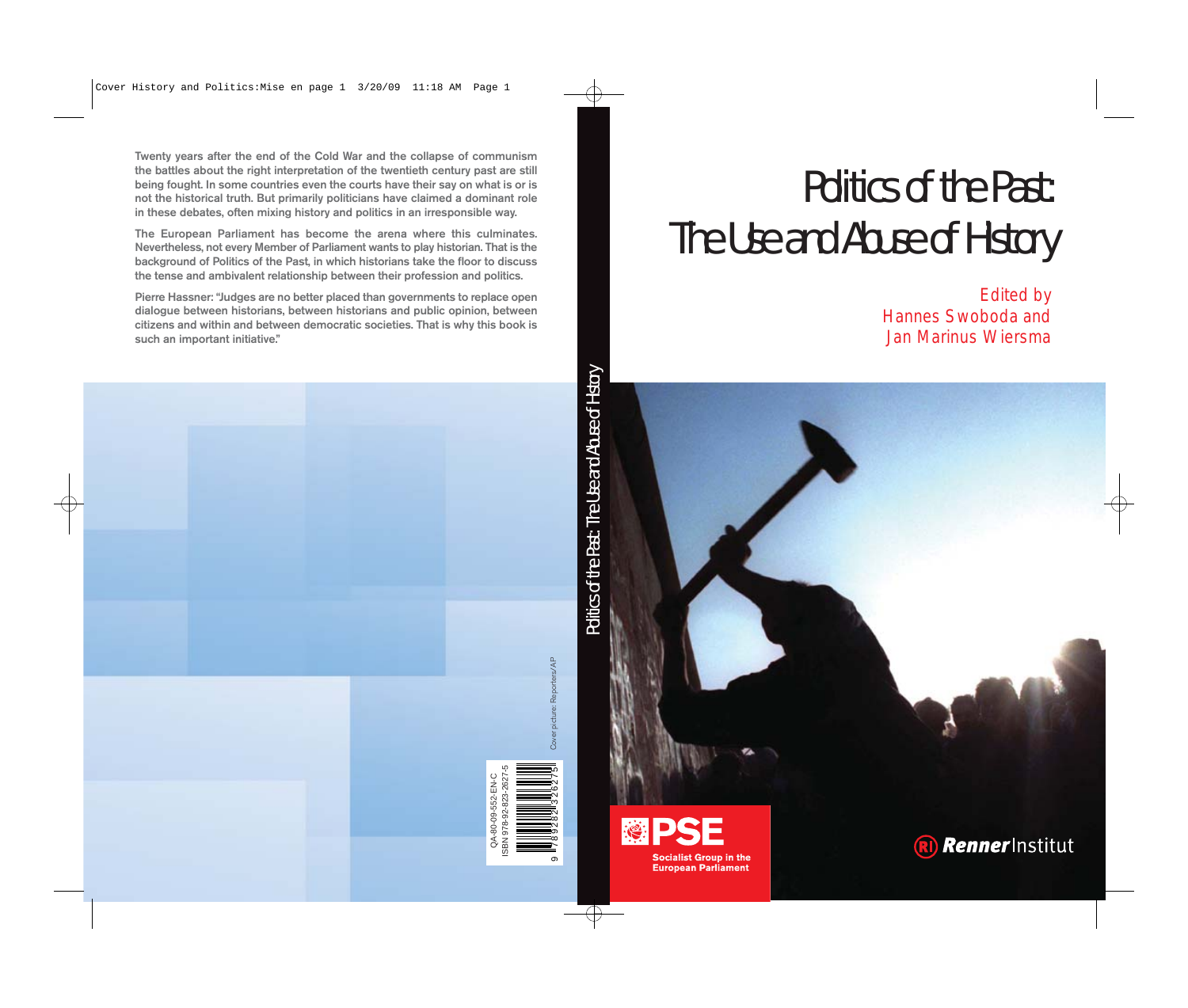# Politics of the Past: The Use and Abuse of History

Edited by
Hannes Swoboda and
Jan Marinus Wiersma

Twenty years after the end of the Cold War and the collapse of communism the battles about the right interpretation of the twentieth century past are still being fought. In some countries even the courts have their say on what is or is not the historical truth. But primarily politicians have claimed a dominant role in these debates, often mixing history and politics in an irresponsible way.

The European Parliament has become the arena where this culminates. Nevertheless, not every Member of Parliament wants to play historian. That is the background of Politics of the Past, in which historians take the floor to discuss the tense and ambivalent relationship between their profession and politics.

Pierre Hassner: "Judges are no better placed than governments to replace open dialogue between historians, between historians and public opinion, between citizens and within and between democratic societies. That is why this book is such an important initiative."

Cover picture: Reporters/AP

QA-80-09-552-EN-C
ISBN 978-92-823-2627-5

PSE
Socialist Group in the European Parliament

Renner Institut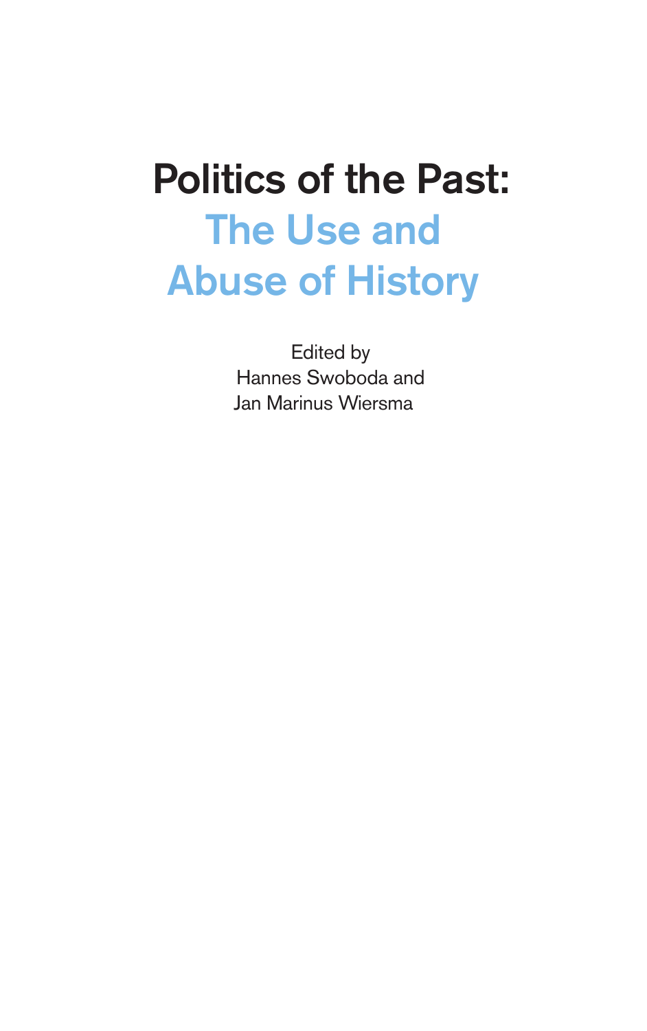# Politics of the Past:
# The Use and Abuse of History

Edited by
Hannes Swoboda and
Jan Marinus Wiersma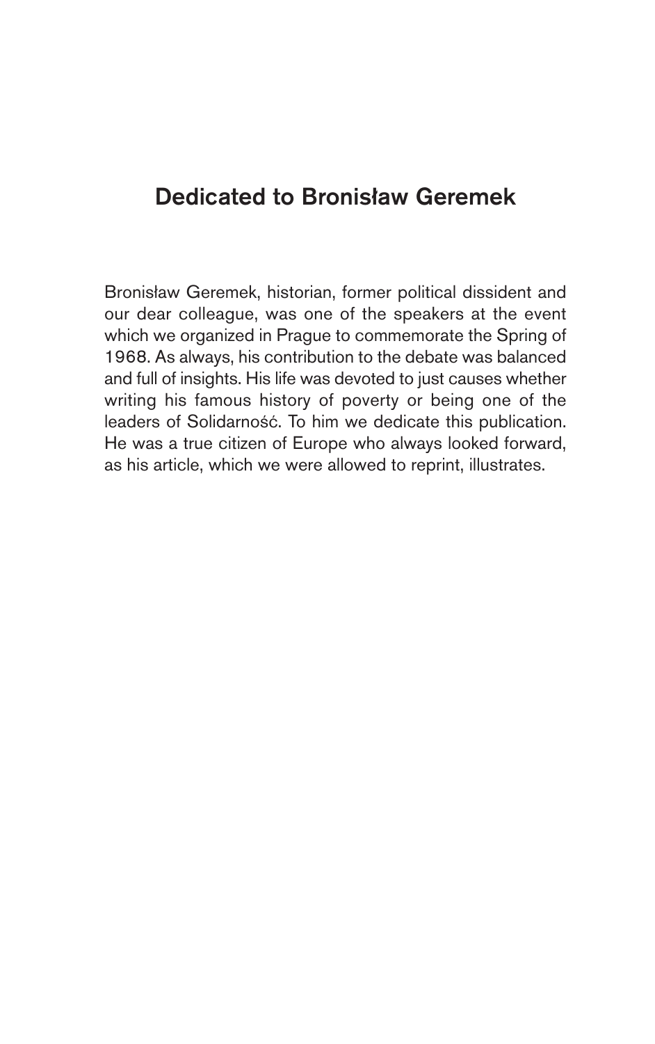## Dedicated to Bronisław Geremek

Bronisław Geremek, historian, former political dissident and our dear colleague, was one of the speakers at the event which we organized in Prague to commemorate the Spring of 1968. As always, his contribution to the debate was balanced and full of insights. His life was devoted to just causes whether writing his famous history of poverty or being one of the leaders of Solidarność. To him we dedicate this publication. He was a true citizen of Europe who always looked forward, as his article, which we were allowed to reprint, illustrates.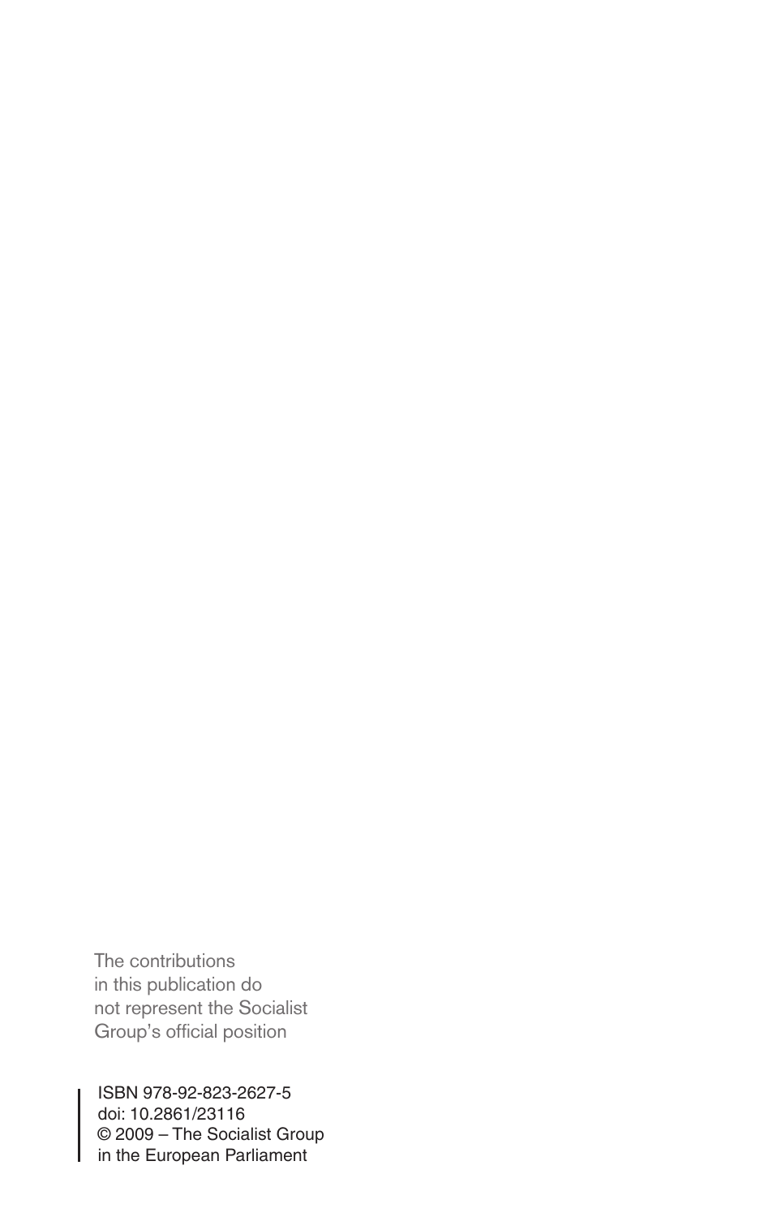The contributions in this publication do not represent the Socialist Group's official position

ISBN 978-92-823-2627-5
doi: 10.2861/23116
© 2009 – The Socialist Group in the European Parliament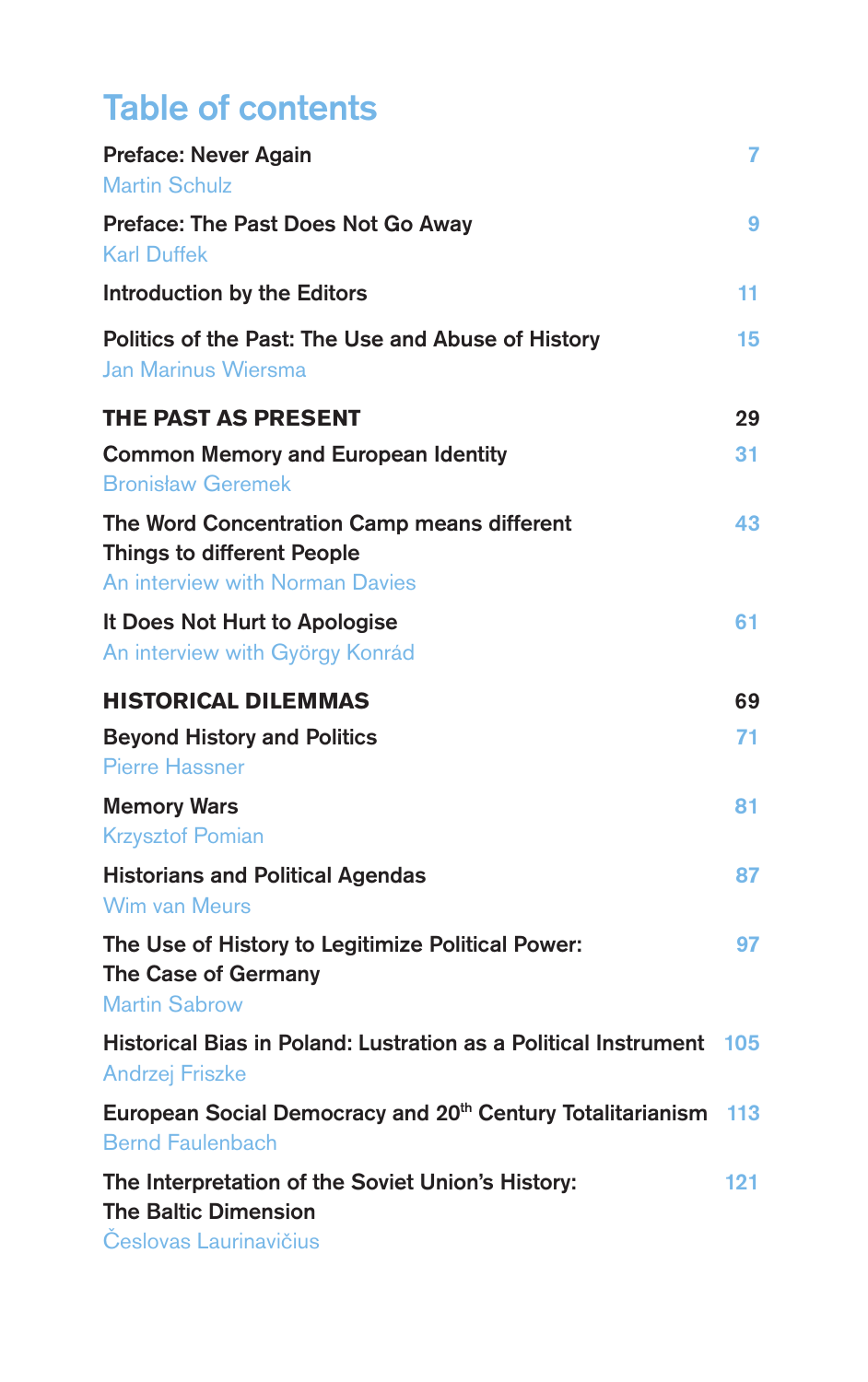# Table of contents

**Preface: Never Again** 7
Martin Schulz

**Preface: The Past Does Not Go Away** 9
Karl Duffek

**Introduction by the Editors** 11

**Politics of the Past: The Use and Abuse of History** 15
Jan Marinus Wiersma

## THE PAST AS PRESENT 29

**Common Memory and European Identity** 31
Bronisław Geremek

**The Word Concentration Camp means different Things to different People** 43
An interview with Norman Davies

**It Does Not Hurt to Apologise** 61
An interview with György Konrád

## HISTORICAL DILEMMAS 69

**Beyond History and Politics** 71
Pierre Hassner

**Memory Wars** 81
Krzysztof Pomian

**Historians and Political Agendas** 87
Wim van Meurs

**The Use of History to Legitimize Political Power: The Case of Germany** 97
Martin Sabrow

**Historical Bias in Poland: Lustration as a Political Instrument** 105
Andrzej Friszke

**European Social Democracy and 20th Century Totalitarianism** 113
Bernd Faulenbach

**The Interpretation of the Soviet Union's History: The Baltic Dimension** 121
Česlovas Laurinavičius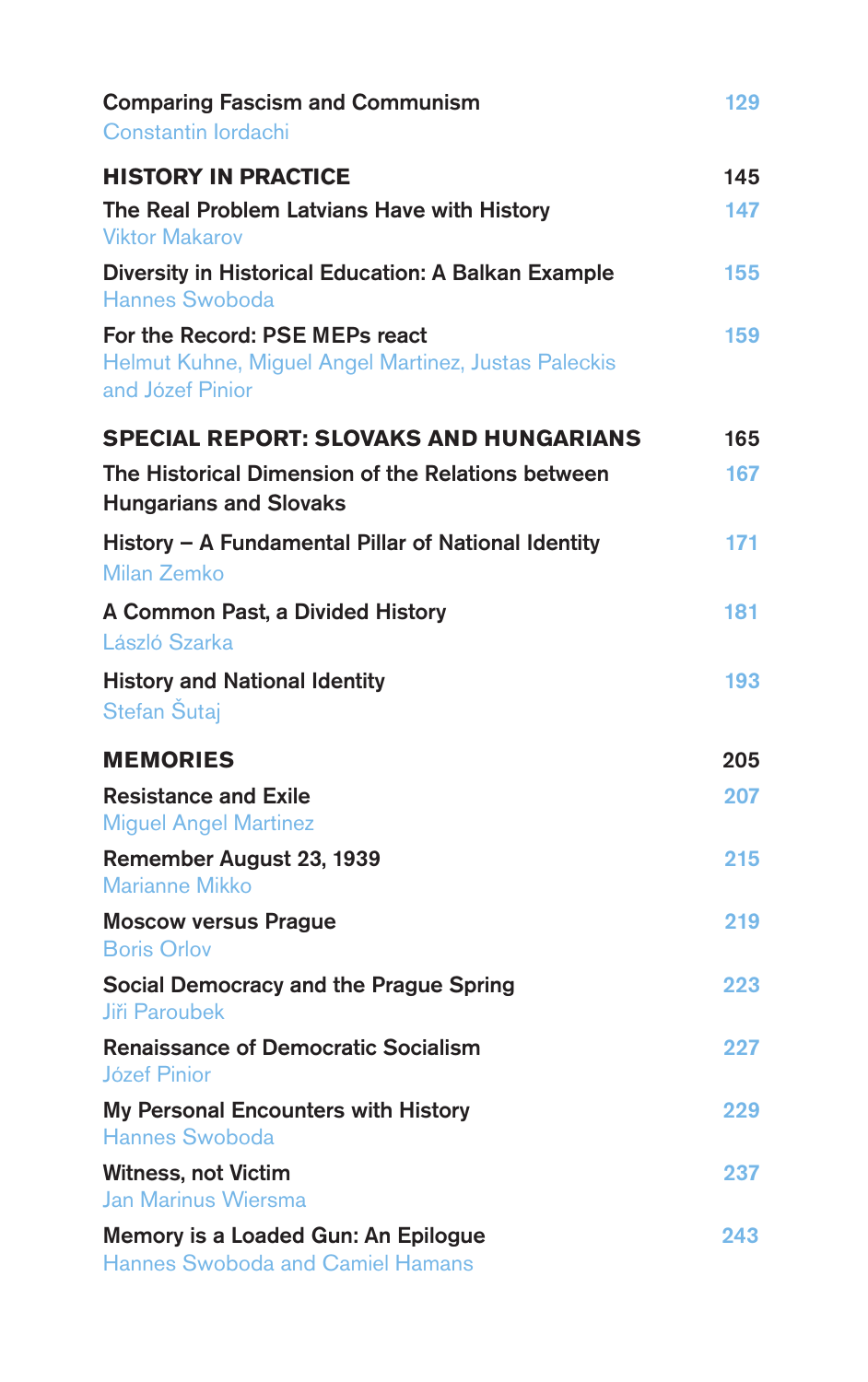**Comparing Fascism and Communism** 129
Constantin Iordachi

## HISTORY IN PRACTICE 145

**The Real Problem Latvians Have with History** 147
Viktor Makarov

**Diversity in Historical Education: A Balkan Example** 155
Hannes Swoboda

**For the Record: PSE MEPs react** 159
Helmut Kuhne, Miguel Angel Martinez, Justas Paleckis and Józef Pinior

## SPECIAL REPORT: SLOVAKS AND HUNGARIANS 165

**The Historical Dimension of the Relations between Hungarians and Slovaks** 167

**History – A Fundamental Pillar of National Identity** 171
Milan Zemko

**A Common Past, a Divided History** 181
László Szarka

**History and National Identity** 193
Stefan Šutaj

## MEMORIES 205

**Resistance and Exile** 207
Miguel Angel Martinez

**Remember August 23, 1939** 215
Marianne Mikko

**Moscow versus Prague** 219
Boris Orlov

**Social Democracy and the Prague Spring** 223
Jiři Paroubek

**Renaissance of Democratic Socialism** 227
Józef Pinior

**My Personal Encounters with History** 229
Hannes Swoboda

**Witness, not Victim** 237
Jan Marinus Wiersma

**Memory is a Loaded Gun: An Epilogue** 243
Hannes Swoboda and Camiel Hamans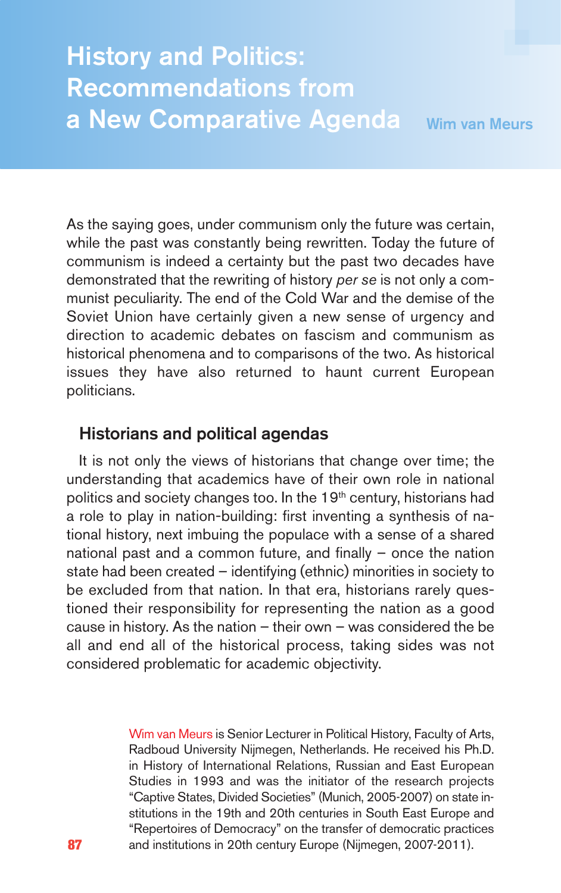# History and Politics: Recommendations from a New Comparative Agenda

**Wim van Meurs**

As the saying goes, under communism only the future was certain, while the past was constantly being rewritten. Today the future of communism is indeed a certainty but the past two decades have demonstrated that the rewriting of history *per se* is not only a communist peculiarity. The end of the Cold War and the demise of the Soviet Union have certainly given a new sense of urgency and direction to academic debates on fascism and communism as historical phenomena and to comparisons of the two. As historical issues they have also returned to haunt current European politicians.

## Historians and political agendas

It is not only the views of historians that change over time; the understanding that academics have of their own role in national politics and society changes too. In the 19th century, historians had a role to play in nation-building: first inventing a synthesis of national history, next imbuing the populace with a sense of a shared national past and a common future, and finally – once the nation state had been created – identifying (ethnic) minorities in society to be excluded from that nation. In that era, historians rarely questioned their responsibility for representing the nation as a good cause in history. As the nation – their own – was considered the be all and end all of the historical process, taking sides was not considered problematic for academic objectivity.

Wim van Meurs is Senior Lecturer in Political History, Faculty of Arts, Radboud University Nijmegen, Netherlands. He received his Ph.D. in History of International Relations, Russian and East European Studies in 1993 and was the initiator of the research projects "Captive States, Divided Societies" (Munich, 2005-2007) on state institutions in the 19th and 20th centuries in South East Europe and "Repertoires of Democracy" on the transfer of democratic practices and institutions in 20th century Europe (Nijmegen, 2007-2011).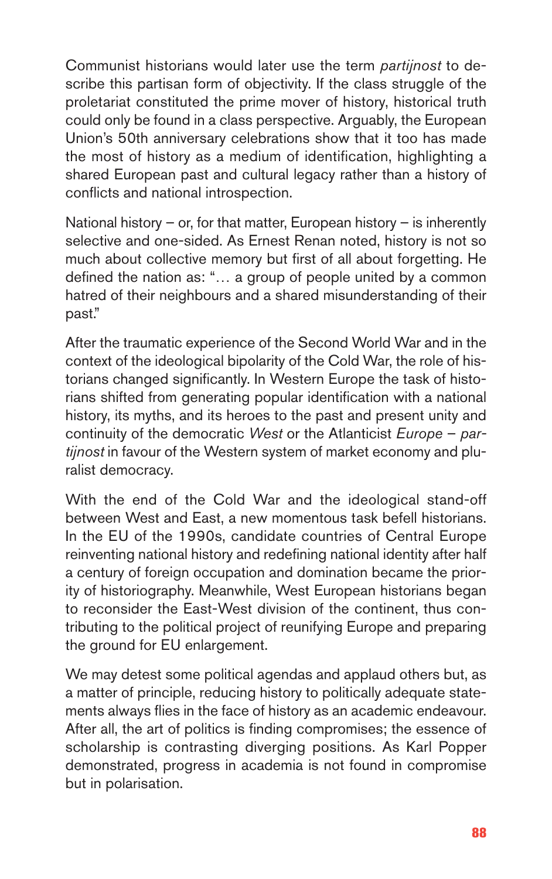Communist historians would later use the term *partijnost* to describe this partisan form of objectivity. If the class struggle of the proletariat constituted the prime mover of history, historical truth could only be found in a class perspective. Arguably, the European Union's 50th anniversary celebrations show that it too has made the most of history as a medium of identification, highlighting a shared European past and cultural legacy rather than a history of conflicts and national introspection.

National history – or, for that matter, European history – is inherently selective and one-sided. As Ernest Renan noted, history is not so much about collective memory but first of all about forgetting. He defined the nation as: "… a group of people united by a common hatred of their neighbours and a shared misunderstanding of their past."

After the traumatic experience of the Second World War and in the context of the ideological bipolarity of the Cold War, the role of historians changed significantly. In Western Europe the task of historians shifted from generating popular identification with a national history, its myths, and its heroes to the past and present unity and continuity of the democratic *West* or the Atlanticist *Europe* – *partijnost* in favour of the Western system of market economy and pluralist democracy.

With the end of the Cold War and the ideological stand-off between West and East, a new momentous task befell historians. In the EU of the 1990s, candidate countries of Central Europe reinventing national history and redefining national identity after half a century of foreign occupation and domination became the priority of historiography. Meanwhile, West European historians began to reconsider the East-West division of the continent, thus contributing to the political project of reunifying Europe and preparing the ground for EU enlargement.

We may detest some political agendas and applaud others but, as a matter of principle, reducing history to politically adequate statements always flies in the face of history as an academic endeavour. After all, the art of politics is finding compromises; the essence of scholarship is contrasting diverging positions. As Karl Popper demonstrated, progress in academia is not found in compromise but in polarisation.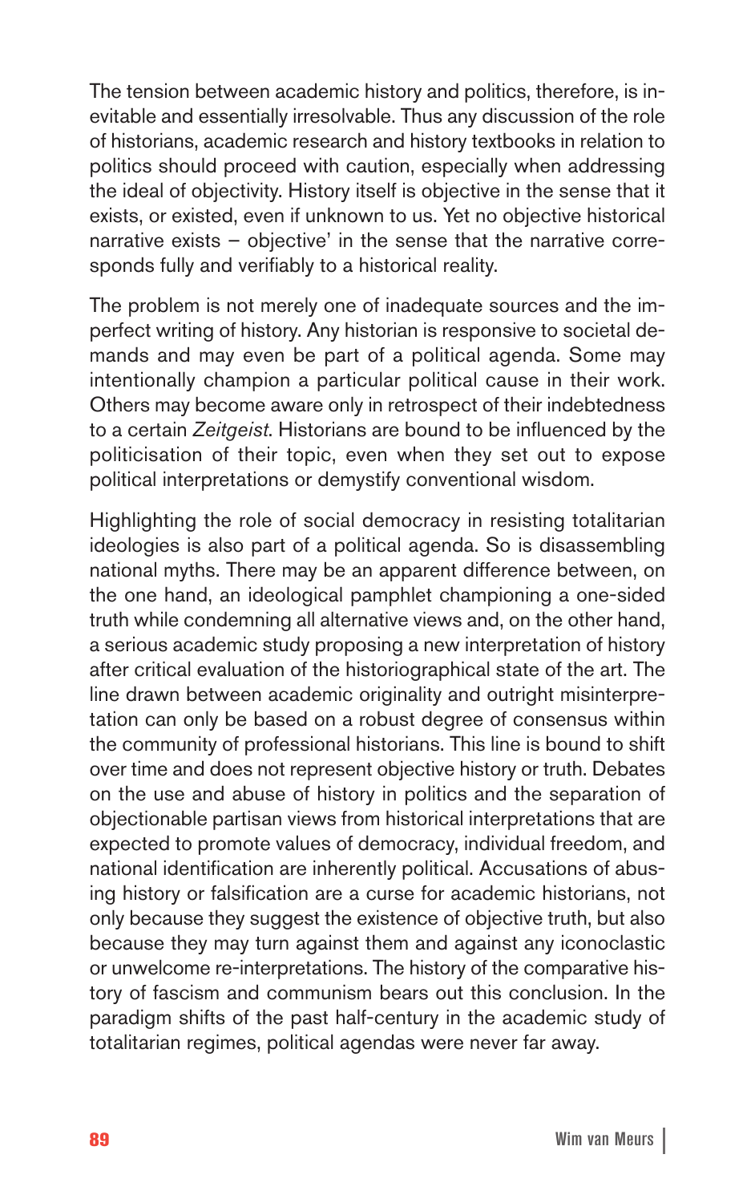The tension between academic history and politics, therefore, is inevitable and essentially irresolvable. Thus any discussion of the role of historians, academic research and history textbooks in relation to politics should proceed with caution, especially when addressing the ideal of objectivity. History itself is objective in the sense that it exists, or existed, even if unknown to us. Yet no objective historical narrative exists – objective' in the sense that the narrative corresponds fully and verifiably to a historical reality.

The problem is not merely one of inadequate sources and the imperfect writing of history. Any historian is responsive to societal demands and may even be part of a political agenda. Some may intentionally champion a particular political cause in their work. Others may become aware only in retrospect of their indebtedness to a certain *Zeitgeist*. Historians are bound to be influenced by the politicisation of their topic, even when they set out to expose political interpretations or demystify conventional wisdom.

Highlighting the role of social democracy in resisting totalitarian ideologies is also part of a political agenda. So is disassembling national myths. There may be an apparent difference between, on the one hand, an ideological pamphlet championing a one-sided truth while condemning all alternative views and, on the other hand, a serious academic study proposing a new interpretation of history after critical evaluation of the historiographical state of the art. The line drawn between academic originality and outright misinterpretation can only be based on a robust degree of consensus within the community of professional historians. This line is bound to shift over time and does not represent objective history or truth. Debates on the use and abuse of history in politics and the separation of objectionable partisan views from historical interpretations that are expected to promote values of democracy, individual freedom, and national identification are inherently political. Accusations of abusing history or falsification are a curse for academic historians, not only because they suggest the existence of objective truth, but also because they may turn against them and against any iconoclastic or unwelcome re-interpretations. The history of the comparative history of fascism and communism bears out this conclusion. In the paradigm shifts of the past half-century in the academic study of totalitarian regimes, political agendas were never far away.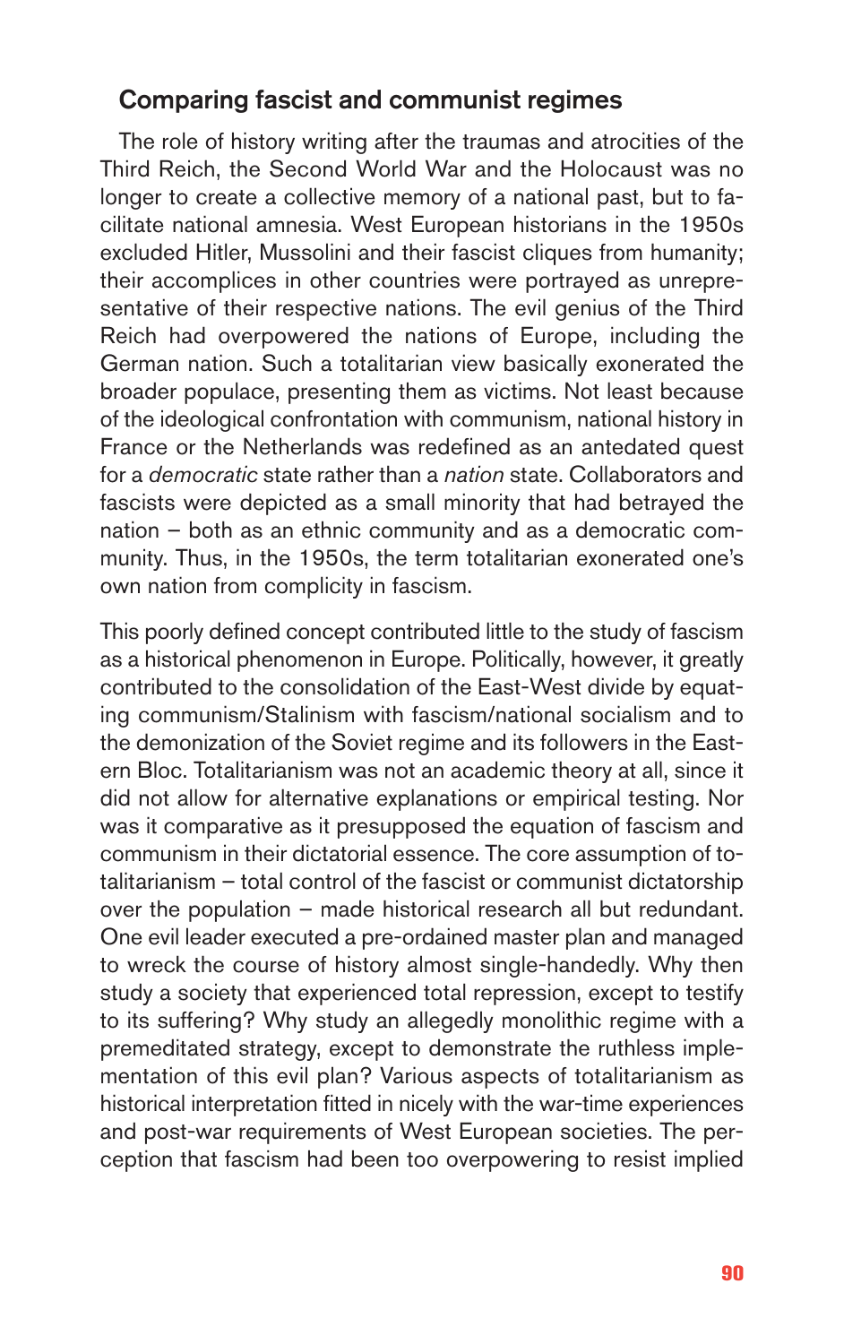## Comparing fascist and communist regimes

The role of history writing after the traumas and atrocities of the Third Reich, the Second World War and the Holocaust was no longer to create a collective memory of a national past, but to facilitate national amnesia. West European historians in the 1950s excluded Hitler, Mussolini and their fascist cliques from humanity; their accomplices in other countries were portrayed as unrepresentative of their respective nations. The evil genius of the Third Reich had overpowered the nations of Europe, including the German nation. Such a totalitarian view basically exonerated the broader populace, presenting them as victims. Not least because of the ideological confrontation with communism, national history in France or the Netherlands was redefined as an antedated quest for a *democratic* state rather than a *nation* state. Collaborators and fascists were depicted as a small minority that had betrayed the nation – both as an ethnic community and as a democratic community. Thus, in the 1950s, the term totalitarian exonerated one's own nation from complicity in fascism.

This poorly defined concept contributed little to the study of fascism as a historical phenomenon in Europe. Politically, however, it greatly contributed to the consolidation of the East-West divide by equating communism/Stalinism with fascism/national socialism and to the demonization of the Soviet regime and its followers in the Eastern Bloc. Totalitarianism was not an academic theory at all, since it did not allow for alternative explanations or empirical testing. Nor was it comparative as it presupposed the equation of fascism and communism in their dictatorial essence. The core assumption of totalitarianism – total control of the fascist or communist dictatorship over the population – made historical research all but redundant. One evil leader executed a pre-ordained master plan and managed to wreck the course of history almost single-handedly. Why then study a society that experienced total repression, except to testify to its suffering? Why study an allegedly monolithic regime with a premeditated strategy, except to demonstrate the ruthless implementation of this evil plan? Various aspects of totalitarianism as historical interpretation fitted in nicely with the war-time experiences and post-war requirements of West European societies. The perception that fascism had been too overpowering to resist implied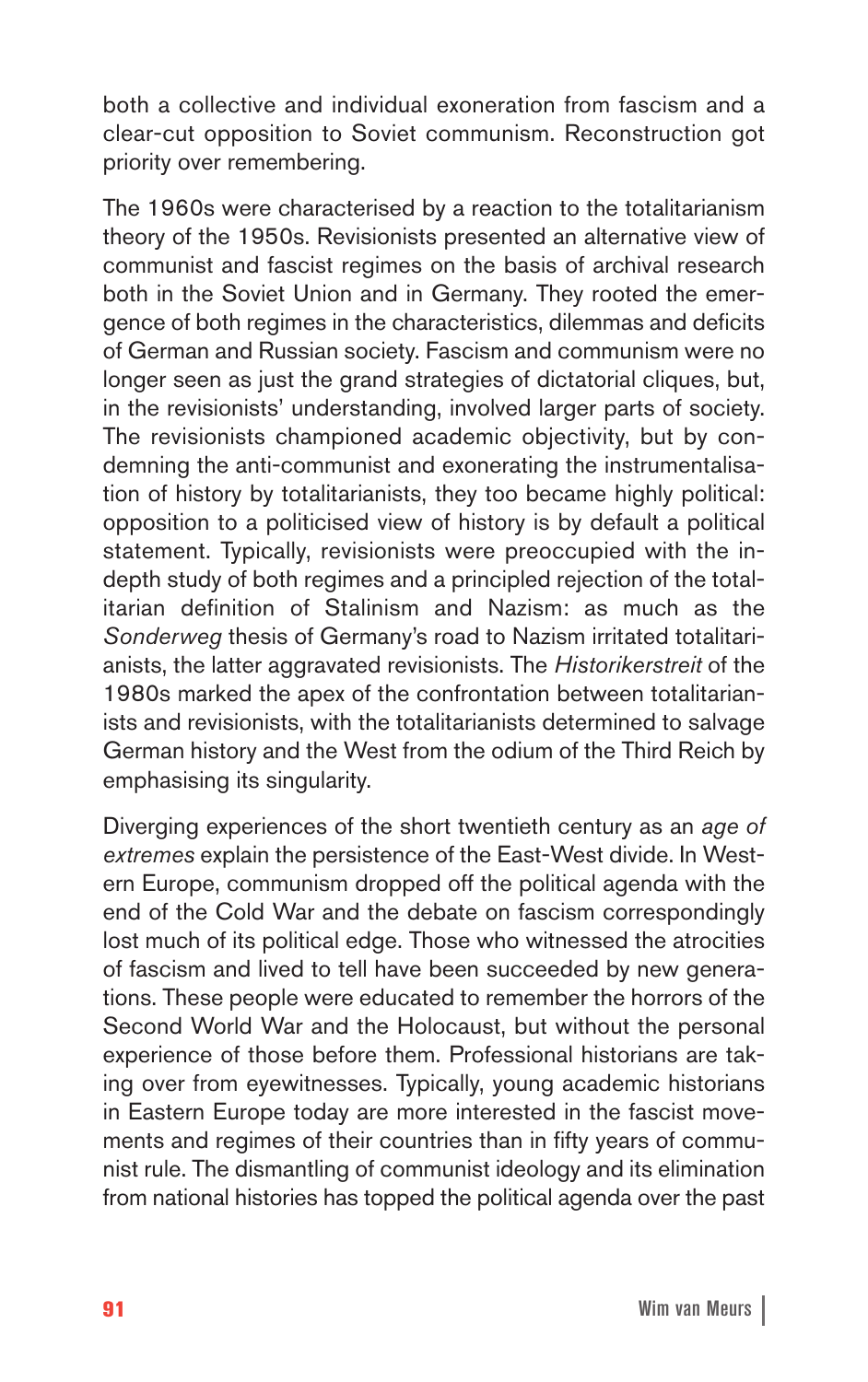both a collective and individual exoneration from fascism and a clear-cut opposition to Soviet communism. Reconstruction got priority over remembering.

The 1960s were characterised by a reaction to the totalitarianism theory of the 1950s. Revisionists presented an alternative view of communist and fascist regimes on the basis of archival research both in the Soviet Union and in Germany. They rooted the emergence of both regimes in the characteristics, dilemmas and deficits of German and Russian society. Fascism and communism were no longer seen as just the grand strategies of dictatorial cliques, but, in the revisionists' understanding, involved larger parts of society. The revisionists championed academic objectivity, but by condemning the anti-communist and exonerating the instrumentalisation of history by totalitarianists, they too became highly political: opposition to a politicised view of history is by default a political statement. Typically, revisionists were preoccupied with the in-depth study of both regimes and a principled rejection of the totalitarian definition of Stalinism and Nazism: as much as the *Sonderweg* thesis of Germany's road to Nazism irritated totalitarianists, the latter aggravated revisionists. The *Historikerstreit* of the 1980s marked the apex of the confrontation between totalitarianists and revisionists, with the totalitarianists determined to salvage German history and the West from the odium of the Third Reich by emphasising its singularity.

Diverging experiences of the short twentieth century as an *age of extremes* explain the persistence of the East-West divide. In Western Europe, communism dropped off the political agenda with the end of the Cold War and the debate on fascism correspondingly lost much of its political edge. Those who witnessed the atrocities of fascism and lived to tell have been succeeded by new generations. These people were educated to remember the horrors of the Second World War and the Holocaust, but without the personal experience of those before them. Professional historians are taking over from eyewitnesses. Typically, young academic historians in Eastern Europe today are more interested in the fascist movements and regimes of their countries than in fifty years of communist rule. The dismantling of communist ideology and its elimination from national histories has topped the political agenda over the past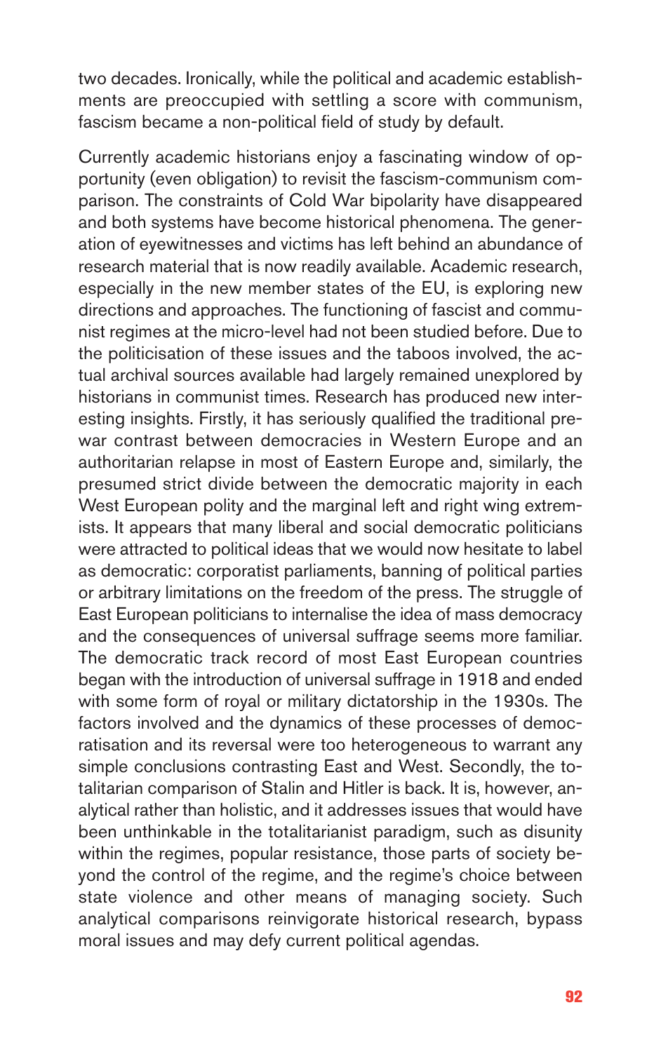two decades. Ironically, while the political and academic establishments are preoccupied with settling a score with communism, fascism became a non-political field of study by default.

Currently academic historians enjoy a fascinating window of opportunity (even obligation) to revisit the fascism-communism comparison. The constraints of Cold War bipolarity have disappeared and both systems have become historical phenomena. The generation of eyewitnesses and victims has left behind an abundance of research material that is now readily available. Academic research, especially in the new member states of the EU, is exploring new directions and approaches. The functioning of fascist and communist regimes at the micro-level had not been studied before. Due to the politicisation of these issues and the taboos involved, the actual archival sources available had largely remained unexplored by historians in communist times. Research has produced new interesting insights. Firstly, it has seriously qualified the traditional prewar contrast between democracies in Western Europe and an authoritarian relapse in most of Eastern Europe and, similarly, the presumed strict divide between the democratic majority in each West European polity and the marginal left and right wing extremists. It appears that many liberal and social democratic politicians were attracted to political ideas that we would now hesitate to label as democratic: corporatist parliaments, banning of political parties or arbitrary limitations on the freedom of the press. The struggle of East European politicians to internalise the idea of mass democracy and the consequences of universal suffrage seems more familiar. The democratic track record of most East European countries began with the introduction of universal suffrage in 1918 and ended with some form of royal or military dictatorship in the 1930s. The factors involved and the dynamics of these processes of democratisation and its reversal were too heterogeneous to warrant any simple conclusions contrasting East and West. Secondly, the totalitarian comparison of Stalin and Hitler is back. It is, however, analytical rather than holistic, and it addresses issues that would have been unthinkable in the totalitarianist paradigm, such as disunity within the regimes, popular resistance, those parts of society beyond the control of the regime, and the regime's choice between state violence and other means of managing society. Such analytical comparisons reinvigorate historical research, bypass moral issues and may defy current political agendas.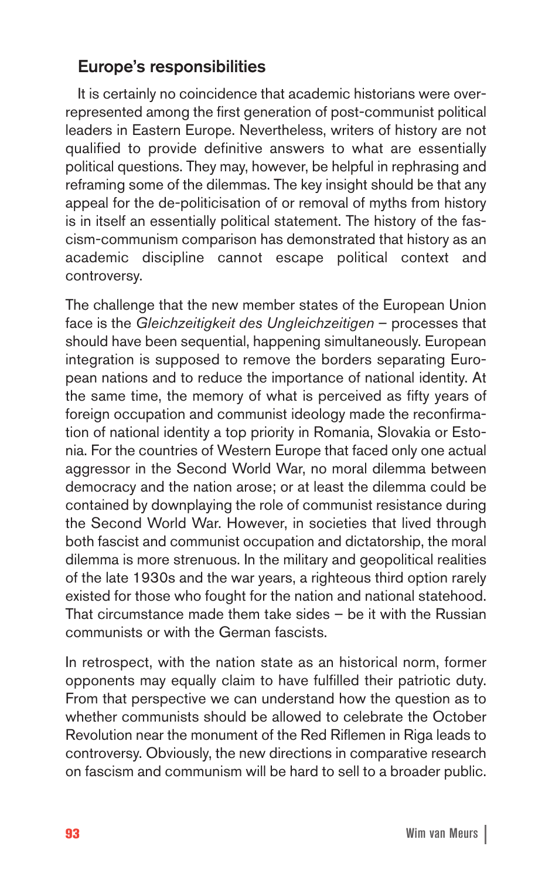## Europe's responsibilities

It is certainly no coincidence that academic historians were over-represented among the first generation of post-communist political leaders in Eastern Europe. Nevertheless, writers of history are not qualified to provide definitive answers to what are essentially political questions. They may, however, be helpful in rephrasing and reframing some of the dilemmas. The key insight should be that any appeal for the de-politicisation of or removal of myths from history is in itself an essentially political statement. The history of the fascism-communism comparison has demonstrated that history as an academic discipline cannot escape political context and controversy.

The challenge that the new member states of the European Union face is the *Gleichzeitigkeit des Ungleichzeitigen* – processes that should have been sequential, happening simultaneously. European integration is supposed to remove the borders separating European nations and to reduce the importance of national identity. At the same time, the memory of what is perceived as fifty years of foreign occupation and communist ideology made the reconfirmation of national identity a top priority in Romania, Slovakia or Estonia. For the countries of Western Europe that faced only one actual aggressor in the Second World War, no moral dilemma between democracy and the nation arose; or at least the dilemma could be contained by downplaying the role of communist resistance during the Second World War. However, in societies that lived through both fascist and communist occupation and dictatorship, the moral dilemma is more strenuous. In the military and geopolitical realities of the late 1930s and the war years, a righteous third option rarely existed for those who fought for the nation and national statehood. That circumstance made them take sides – be it with the Russian communists or with the German fascists.

In retrospect, with the nation state as an historical norm, former opponents may equally claim to have fulfilled their patriotic duty. From that perspective we can understand how the question as to whether communists should be allowed to celebrate the October Revolution near the monument of the Red Riflemen in Riga leads to controversy. Obviously, the new directions in comparative research on fascism and communism will be hard to sell to a broader public.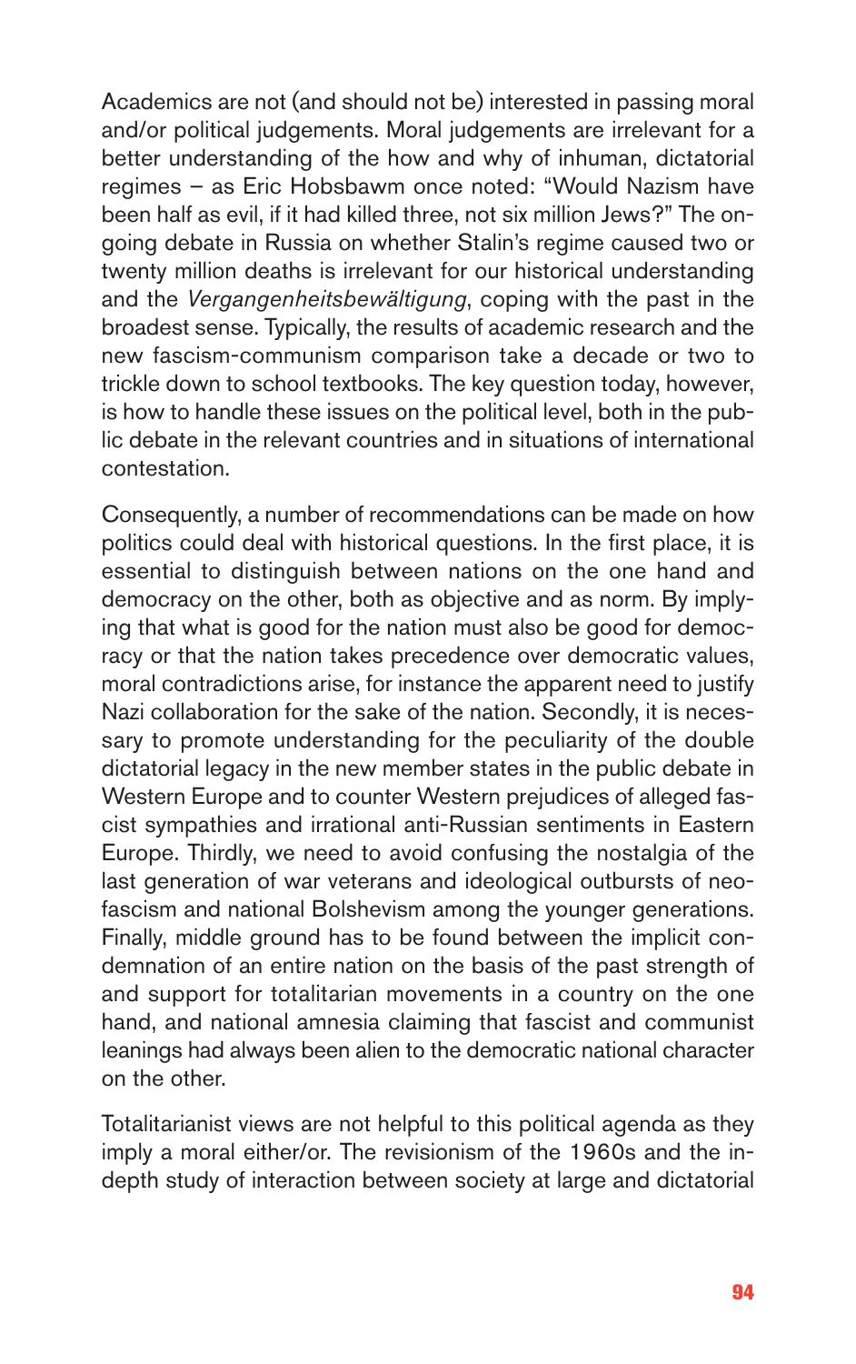Academics are not (and should not be) interested in passing moral and/or political judgements. Moral judgements are irrelevant for a better understanding of the how and why of inhuman, dictatorial regimes – as Eric Hobsbawm once noted: "Would Nazism have been half as evil, if it had killed three, not six million Jews?" The ongoing debate in Russia on whether Stalin's regime caused two or twenty million deaths is irrelevant for our historical understanding and the *Vergangenheitsbewältigung*, coping with the past in the broadest sense. Typically, the results of academic research and the new fascism-communism comparison take a decade or two to trickle down to school textbooks. The key question today, however, is how to handle these issues on the political level, both in the public debate in the relevant countries and in situations of international contestation.

Consequently, a number of recommendations can be made on how politics could deal with historical questions. In the first place, it is essential to distinguish between nations on the one hand and democracy on the other, both as objective and as norm. By implying that what is good for the nation must also be good for democracy or that the nation takes precedence over democratic values, moral contradictions arise, for instance the apparent need to justify Nazi collaboration for the sake of the nation. Secondly, it is necessary to promote understanding for the peculiarity of the double dictatorial legacy in the new member states in the public debate in Western Europe and to counter Western prejudices of alleged fascist sympathies and irrational anti-Russian sentiments in Eastern Europe. Thirdly, we need to avoid confusing the nostalgia of the last generation of war veterans and ideological outbursts of neofascism and national Bolshevism among the younger generations. Finally, middle ground has to be found between the implicit condemnation of an entire nation on the basis of the past strength of and support for totalitarian movements in a country on the one hand, and national amnesia claiming that fascist and communist leanings had always been alien to the democratic national character on the other.

Totalitarianist views are not helpful to this political agenda as they imply a moral either/or. The revisionism of the 1960s and the in-depth study of interaction between society at large and dictatorial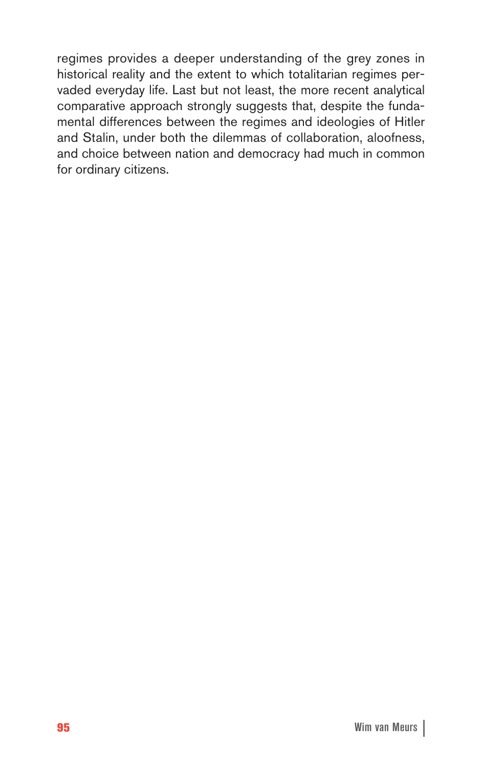regimes provides a deeper understanding of the grey zones in historical reality and the extent to which totalitarian regimes pervaded everyday life. Last but not least, the more recent analytical comparative approach strongly suggests that, despite the fundamental differences between the regimes and ideologies of Hitler and Stalin, under both the dilemmas of collaboration, aloofness, and choice between nation and democracy had much in common for ordinary citizens.